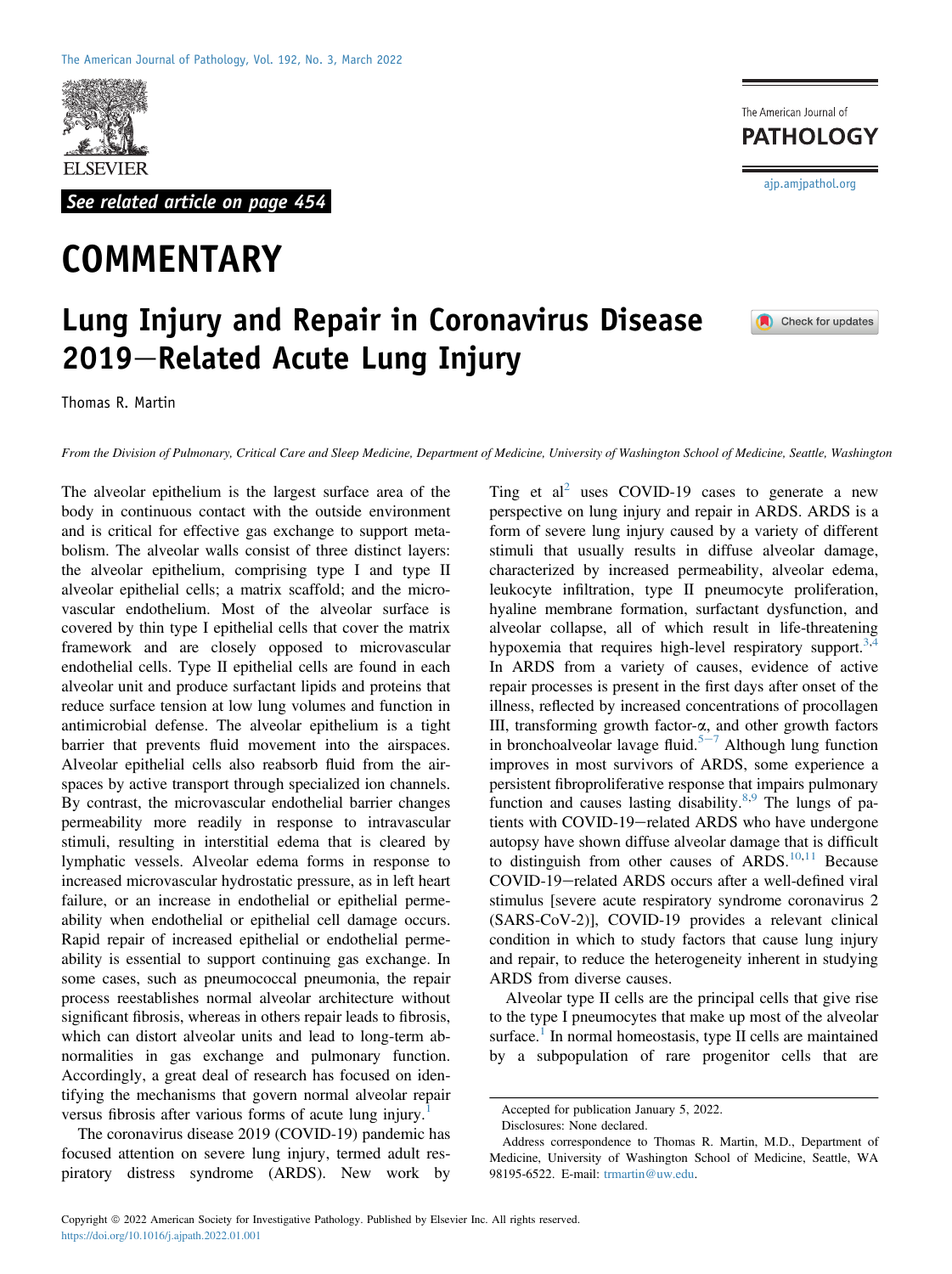See related article on page 454

# COMMENTARY

## Lung Injury and Repair in Coronavirus Disease 2019–Related Acute Lung Injury

Thomas R. Martin

*From the Division of Pulmonary, Critical Care and Sleep Medicine, Department of Medicine, University of Washington School of Medicine, Seattle, Washington*

The alveolar epithelium is the largest surface area of the body in continuous contact with the outside environment and is critical for effective gas exchange to support metabolism. The alveolar walls consist of three distinct layers: the alveolar epithelium, comprising type I and type II alveolar epithelial cells; a matrix scaffold; and the microvascular endothelium. Most of the alveolar surface is covered by thin type I epithelial cells that cover the matrix framework and are closely opposed to microvascular endothelial cells. Type II epithelial cells are found in each alveolar unit and produce surfactant lipids and proteins that reduce surface tension at low lung volumes and function in antimicrobial defense. The alveolar epithelium is a tight barrier that prevents fluid movement into the airspaces. Alveolar epithelial cells also reabsorb fluid from the airspaces by active transport through specialized ion channels. By contrast, the microvascular endothelial barrier changes permeability more readily in response to intravascular stimuli, resulting in interstitial edema that is cleared by lymphatic vessels. Alveolar edema forms in response to increased microvascular hydrostatic pressure, as in left heart failure, or an increase in endothelial or epithelial permeability when endothelial or epithelial cell damage occurs. Rapid repair of increased epithelial or endothelial permeability is essential to support continuing gas exchange. In some cases, such as pneumococcal pneumonia, the repair process reestablishes normal alveolar architecture without significant fibrosis, whereas in others repair leads to fibrosis, which can distort alveolar units and lead to long-term abnormalities in gas exchange and pulmonary function. Accordingly, a great deal of research has focused on identifying the mechanisms that govern normal alveolar repair versus fibrosis after various forms of acute lung injury.[1]

The coronavirus disease 2019 (COVID-19) pandemic has focused attention on severe lung injury, termed adult respiratory distress syndrome (ARDS). New work by Ting et al[2] uses COVID-19 cases to generate a new perspective on lung injury and repair in ARDS. ARDS is a form of severe lung injury caused by a variety of different stimuli that usually results in diffuse alveolar damage, characterized by increased permeability, alveolar edema, leukocyte infiltration, type II pneumocyte proliferation, hyaline membrane formation, surfactant dysfunction, and alveolar collapse, all of which result in life-threatening hypoxemia that requires high-level respiratory support.[3,4] In ARDS from a variety of causes, evidence of active repair processes is present in the first days after onset of the illness, reflected by increased concentrations of procollagen III, transforming growth factor-α, and other growth factors in bronchoalveolar lavage fluid.[5–7] Although lung function improves in most survivors of ARDS, some experience a persistent fibroproliferative response that impairs pulmonary function and causes lasting disability.[8,9] The lungs of patients with COVID-19–related ARDS who have undergone autopsy have shown diffuse alveolar damage that is difficult to distinguish from other causes of ARDS.[10,11] Because COVID-19–related ARDS occurs after a well-defined viral stimulus [severe acute respiratory syndrome coronavirus 2 (SARS-CoV-2)], COVID-19 provides a relevant clinical condition in which to study factors that cause lung injury and repair, to reduce the heterogeneity inherent in studying ARDS from diverse causes.

Alveolar type II cells are the principal cells that give rise to the type I pneumocytes that make up most of the alveolar surface.[1] In normal homeostasis, type II cells are maintained by a subpopulation of rare progenitor cells that are

Accepted for publication January 5, 2022.

Disclosures: None declared.

Address correspondence to Thomas R. Martin, M.D., Department of Medicine, University of Washington School of Medicine, Seattle, WA 98195-6522. E-mail: trmartin@uw.edu.

Copyright © 2022 American Society for Investigative Pathology. Published by Elsevier Inc. All rights reserved.
https://doi.org/10.1016/j.ajpath.2022.01.001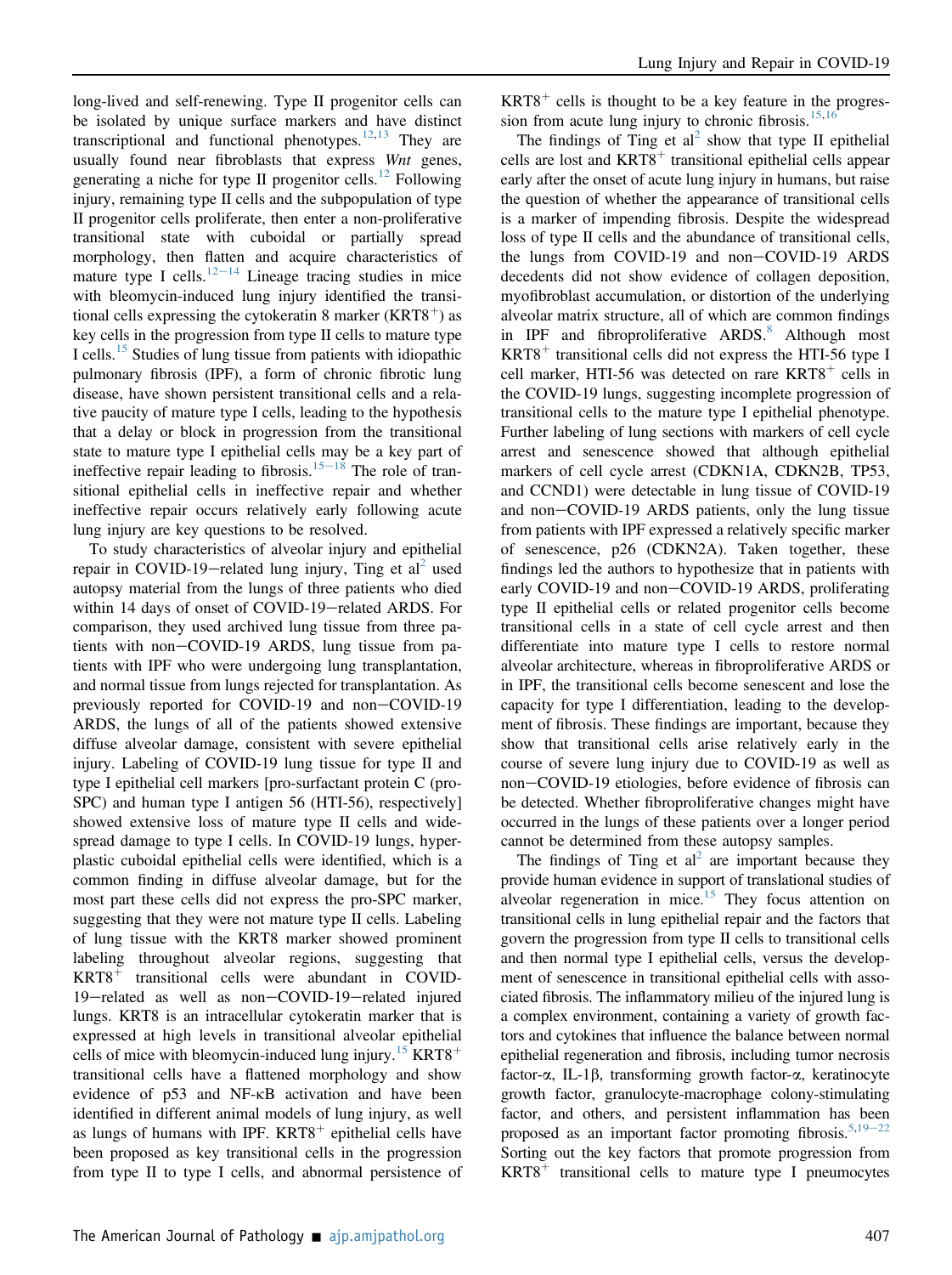long-lived and self-renewing. Type II progenitor cells can be isolated by unique surface markers and have distinct transcriptional and functional phenotypes.[12,13] They are usually found near fibroblasts that express *Wnt* genes, generating a niche for type II progenitor cells.[12] Following injury, remaining type II cells and the subpopulation of type II progenitor cells proliferate, then enter a non-proliferative transitional state with cuboidal or partially spread morphology, then flatten and acquire characteristics of mature type I cells.[12–14] Lineage tracing studies in mice with bleomycin-induced lung injury identified the transitional cells expressing the cytokeratin 8 marker (KRT8$^+$) as key cells in the progression from type II cells to mature type I cells.[15] Studies of lung tissue from patients with idiopathic pulmonary fibrosis (IPF), a form of chronic fibrotic lung disease, have shown persistent transitional cells and a relative paucity of mature type I cells, leading to the hypothesis that a delay or block in progression from the transitional state to mature type I epithelial cells may be a key part of ineffective repair leading to fibrosis.[15–18] The role of transitional epithelial cells in ineffective repair and whether ineffective repair occurs relatively early following acute lung injury are key questions to be resolved.

To study characteristics of alveolar injury and epithelial repair in COVID-19–related lung injury, Ting et al[2] used autopsy material from the lungs of three patients who died within 14 days of onset of COVID-19–related ARDS. For comparison, they used archived lung tissue from three patients with non–COVID-19 ARDS, lung tissue from patients with IPF who were undergoing lung transplantation, and normal tissue from lungs rejected for transplantation. As previously reported for COVID-19 and non–COVID-19 ARDS, the lungs of all of the patients showed extensive diffuse alveolar damage, consistent with severe epithelial injury. Labeling of COVID-19 lung tissue for type II and type I epithelial cell markers [pro-surfactant protein C (pro-SPC) and human type I antigen 56 (HTI-56), respectively] showed extensive loss of mature type II cells and widespread damage to type I cells. In COVID-19 lungs, hyperplastic cuboidal epithelial cells were identified, which is a common finding in diffuse alveolar damage, but for the most part these cells did not express the pro-SPC marker, suggesting that they were not mature type II cells. Labeling of lung tissue with the KRT8 marker showed prominent labeling throughout alveolar regions, suggesting that KRT8$^+$ transitional cells were abundant in COVID-19–related as well as non–COVID-19–related injured lungs. KRT8 is an intracellular cytokeratin marker that is expressed at high levels in transitional alveolar epithelial cells of mice with bleomycin-induced lung injury.[15] KRT8$^+$ transitional cells have a flattened morphology and show evidence of p53 and NF-κB activation and have been identified in different animal models of lung injury, as well as lungs of humans with IPF. KRT8$^+$ epithelial cells have been proposed as key transitional cells in the progression from type II to type I cells, and abnormal persistence of KRT8$^+$ cells is thought to be a key feature in the progression from acute lung injury to chronic fibrosis.[15,16]

The findings of Ting et al[2] show that type II epithelial cells are lost and KRT8$^+$ transitional epithelial cells appear early after the onset of acute lung injury in humans, but raise the question of whether the appearance of transitional cells is a marker of impending fibrosis. Despite the widespread loss of type II cells and the abundance of transitional cells, the lungs from COVID-19 and non–COVID-19 ARDS decedents did not show evidence of collagen deposition, myofibroblast accumulation, or distortion of the underlying alveolar matrix structure, all of which are common findings in IPF and fibroproliferative ARDS.[8] Although most KRT8$^+$ transitional cells did not express the HTI-56 type I cell marker, HTI-56 was detected on rare KRT8$^+$ cells in the COVID-19 lungs, suggesting incomplete progression of transitional cells to the mature type I epithelial phenotype. Further labeling of lung sections with markers of cell cycle arrest and senescence showed that although epithelial markers of cell cycle arrest (CDKN1A, CDKN2B, TP53, and CCND1) were detectable in lung tissue of COVID-19 and non–COVID-19 ARDS patients, only the lung tissue from patients with IPF expressed a relatively specific marker of senescence, p26 (CDKN2A). Taken together, these findings led the authors to hypothesize that in patients with early COVID-19 and non–COVID-19 ARDS, proliferating type II epithelial cells or related progenitor cells become transitional cells in a state of cell cycle arrest and then differentiate into mature type I cells to restore normal alveolar architecture, whereas in fibroproliferative ARDS or in IPF, the transitional cells become senescent and lose the capacity for type I differentiation, leading to the development of fibrosis. These findings are important, because they show that transitional cells arise relatively early in the course of severe lung injury due to COVID-19 as well as non–COVID-19 etiologies, before evidence of fibrosis can be detected. Whether fibroproliferative changes might have occurred in the lungs of these patients over a longer period cannot be determined from these autopsy samples.

The findings of Ting et al[2] are important because they provide human evidence in support of translational studies of alveolar regeneration in mice.[15] They focus attention on transitional cells in lung epithelial repair and the factors that govern the progression from type II cells to transitional cells and then normal type I epithelial cells, versus the development of senescence in transitional epithelial cells with associated fibrosis. The inflammatory milieu of the injured lung is a complex environment, containing a variety of growth factors and cytokines that influence the balance between normal epithelial regeneration and fibrosis, including tumor necrosis factor-α, IL-1β, transforming growth factor-α, keratinocyte growth factor, granulocyte-macrophage colony-stimulating factor, and others, and persistent inflammation has been proposed as an important factor promoting fibrosis.[5,19–22] Sorting out the key factors that promote progression from KRT8$^+$ transitional cells to mature type I pneumocytes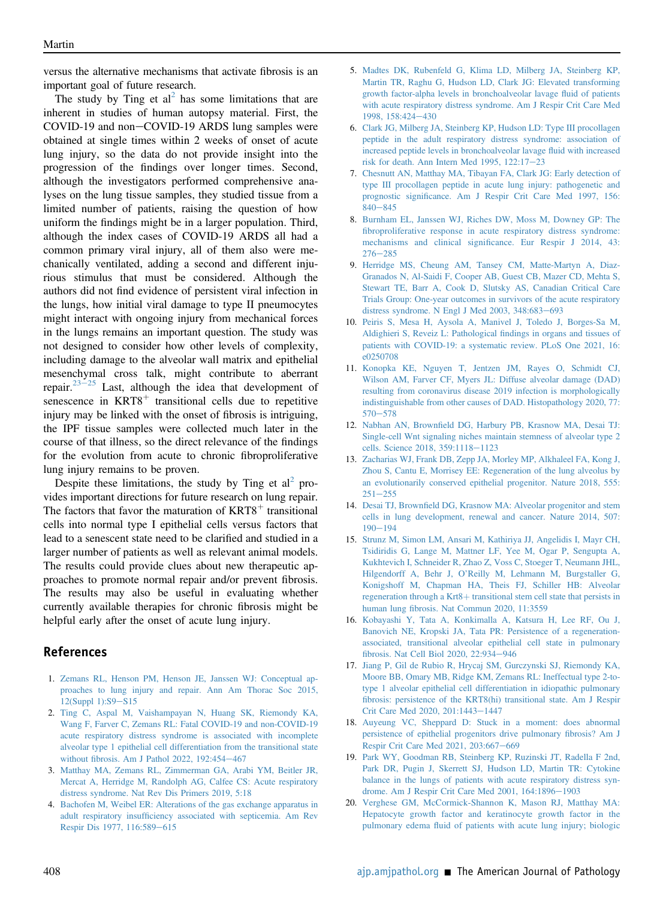versus the alternative mechanisms that activate fibrosis is an important goal of future research.

The study by Ting et al[2] has some limitations that are inherent in studies of human autopsy material. First, the COVID-19 and non−COVID-19 ARDS lung samples were obtained at single times within 2 weeks of onset of acute lung injury, so the data do not provide insight into the progression of the findings over longer times. Second, although the investigators performed comprehensive analyses on the lung tissue samples, they studied tissue from a limited number of patients, raising the question of how uniform the findings might be in a larger population. Third, although the index cases of COVID-19 ARDS all had a common primary viral injury, all of them also were mechanically ventilated, adding a second and different injurious stimulus that must be considered. Although the authors did not find evidence of persistent viral infection in the lungs, how initial viral damage to type II pneumocytes might interact with ongoing injury from mechanical forces in the lungs remains an important question. The study was not designed to consider how other levels of complexity, including damage to the alveolar wall matrix and epithelial mesenchymal cross talk, might contribute to aberrant repair.[23−25] Last, although the idea that development of senescence in KRT8$^{+}$ transitional cells due to repetitive injury may be linked with the onset of fibrosis is intriguing, the IPF tissue samples were collected much later in the course of that illness, so the direct relevance of the findings for the evolution from acute to chronic fibroproliferative lung injury remains to be proven.

Despite these limitations, the study by Ting et al[2] provides important directions for future research on lung repair. The factors that favor the maturation of KRT8$^{+}$ transitional cells into normal type I epithelial cells versus factors that lead to a senescent state need to be clarified and studied in a larger number of patients as well as relevant animal models. The results could provide clues about new therapeutic approaches to promote normal repair and/or prevent fibrosis. The results may also be useful in evaluating whether currently available therapies for chronic fibrosis might be helpful early after the onset of acute lung injury.

## References

1. Zemans RL, Henson PM, Henson JE, Janssen WJ: Conceptual approaches to lung injury and repair. Ann Am Thorac Soc 2015, 12(Suppl 1):S9−S15
2. Ting C, Aspal M, Vaishampayan N, Huang SK, Riemondy KA, Wang F, Farver C, Zemans RL: Fatal COVID-19 and non-COVID-19 acute respiratory distress syndrome is associated with incomplete alveolar type 1 epithelial cell differentiation from the transitional state without fibrosis. Am J Pathol 2022, 192:454−467
3. Matthay MA, Zemans RL, Zimmerman GA, Arabi YM, Beitler JR, Mercat A, Herridge M, Randolph AG, Calfee CS: Acute respiratory distress syndrome. Nat Rev Dis Primers 2019, 5:18
4. Bachofen M, Weibel ER: Alterations of the gas exchange apparatus in adult respiratory insufficiency associated with septicemia. Am Rev Respir Dis 1977, 116:589−615
5. Madtes DK, Rubenfeld G, Klima LD, Milberg JA, Steinberg KP, Martin TR, Raghu G, Hudson LD, Clark JG: Elevated transforming growth factor-alpha levels in bronchoalveolar lavage fluid of patients with acute respiratory distress syndrome. Am J Respir Crit Care Med 1998, 158:424−430
6. Clark JG, Milberg JA, Steinberg KP, Hudson LD: Type III procollagen peptide in the adult respiratory distress syndrome: association of increased peptide levels in bronchoalveolar lavage fluid with increased risk for death. Ann Intern Med 1995, 122:17−23
7. Chesnutt AN, Matthay MA, Tibayan FA, Clark JG: Early detection of type III procollagen peptide in acute lung injury: pathogenetic and prognostic significance. Am J Respir Crit Care Med 1997, 156: 840−845
8. Burnham EL, Janssen WJ, Riches DW, Moss M, Downey GP: The fibroproliferative response in acute respiratory distress syndrome: mechanisms and clinical significance. Eur Respir J 2014, 43: 276−285
9. Herridge MS, Cheung AM, Tansey CM, Matte-Martyn A, Diaz-Granados N, Al-Saidi F, Cooper AB, Guest CB, Mazer CD, Mehta S, Stewart TE, Barr A, Cook D, Slutsky AS, Canadian Critical Care Trials Group: One-year outcomes in survivors of the acute respiratory distress syndrome. N Engl J Med 2003, 348:683−693
10. Peiris S, Mesa H, Aysola A, Manivel J, Toledo J, Borges-Sa M, Aldighieri S, Reveiz L: Pathological findings in organs and tissues of patients with COVID-19: a systematic review. PLoS One 2021, 16: e0250708
11. Konopka KE, Nguyen T, Jentzen JM, Rayes O, Schmidt CJ, Wilson AM, Farver CF, Myers JL: Diffuse alveolar damage (DAD) resulting from coronavirus disease 2019 infection is morphologically indistinguishable from other causes of DAD. Histopathology 2020, 77: 570−578
12. Nabhan AN, Brownfield DG, Harbury PB, Krasnow MA, Desai TJ: Single-cell Wnt signaling niches maintain stemness of alveolar type 2 cells. Science 2018, 359:1118−1123
13. Zacharias WJ, Frank DB, Zepp JA, Morley MP, Alkhaleel FA, Kong J, Zhou S, Cantu E, Morrisey EE: Regeneration of the lung alveolus by an evolutionarily conserved epithelial progenitor. Nature 2018, 555: 251−255
14. Desai TJ, Brownfield DG, Krasnow MA: Alveolar progenitor and stem cells in lung development, renewal and cancer. Nature 2014, 507: 190−194
15. Strunz M, Simon LM, Ansari M, Kathiriya JJ, Angelidis I, Mayr CH, Tsidiridis G, Lange M, Mattner LF, Yee M, Ogar P, Sengupta A, Kukhtevich I, Schneider R, Zhao Z, Voss C, Stoeger T, Neumann JHL, Hilgendorff A, Behr J, O'Reilly M, Lehmann M, Burgstaller G, Konigshoff M, Chapman HA, Theis FJ, Schiller HB: Alveolar regeneration through a Krt8+ transitional stem cell state that persists in human lung fibrosis. Nat Commun 2020, 11:3559
16. Kobayashi Y, Tata A, Konkimalla A, Katsura H, Lee RF, Ou J, Banovich NE, Kropski JA, Tata PR: Persistence of a regeneration-associated, transitional alveolar epithelial cell state in pulmonary fibrosis. Nat Cell Biol 2020, 22:934−946
17. Jiang P, Gil de Rubio R, Hrycaj SM, Gurczynski SJ, Riemondy KA, Moore BB, Omary MB, Ridge KM, Zemans RL: Ineffectual type 2-to-type 1 alveolar epithelial cell differentiation in idiopathic pulmonary fibrosis: persistence of the KRT8(hi) transitional state. Am J Respir Crit Care Med 2020, 201:1443−1447
18. Auyeung VC, Sheppard D: Stuck in a moment: does abnormal persistence of epithelial progenitors drive pulmonary fibrosis? Am J Respir Crit Care Med 2021, 203:667−669
19. Park WY, Goodman RB, Steinberg KP, Ruzinski JT, Radella F 2nd, Park DR, Pugin J, Skerrett SJ, Hudson LD, Martin TR: Cytokine balance in the lungs of patients with acute respiratory distress syndrome. Am J Respir Crit Care Med 2001, 164:1896−1903
20. Verghese GM, McCormick-Shannon K, Mason RJ, Matthay MA: Hepatocyte growth factor and keratinocyte growth factor in the pulmonary edema fluid of patients with acute lung injury; biologic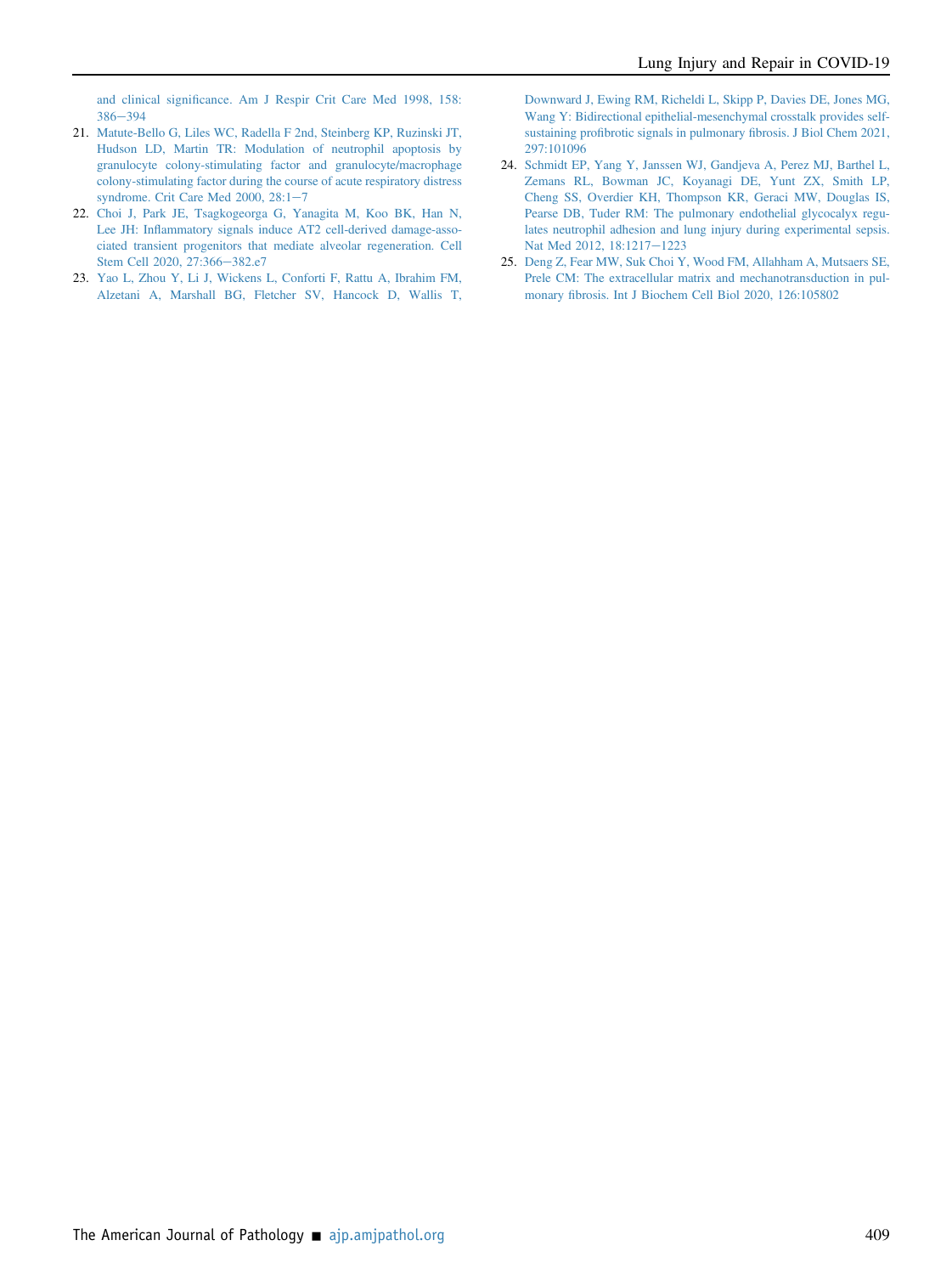and clinical significance. Am J Respir Crit Care Med 1998, 158:386–394

21. Matute-Bello G, Liles WC, Radella F 2nd, Steinberg KP, Ruzinski JT, Hudson LD, Martin TR: Modulation of neutrophil apoptosis by granulocyte colony-stimulating factor and granulocyte/macrophage colony-stimulating factor during the course of acute respiratory distress syndrome. Crit Care Med 2000, 28:1–7
22. Choi J, Park JE, Tsagkogeorga G, Yanagita M, Koo BK, Han N, Lee JH: Inflammatory signals induce AT2 cell-derived damage-associated transient progenitors that mediate alveolar regeneration. Cell Stem Cell 2020, 27:366–382.e7
23. Yao L, Zhou Y, Li J, Wickens L, Conforti F, Rattu A, Ibrahim FM, Alzetani A, Marshall BG, Fletcher SV, Hancock D, Wallis T, Downward J, Ewing RM, Richeldi L, Skipp P, Davies DE, Jones MG, Wang Y: Bidirectional epithelial-mesenchymal crosstalk provides self-sustaining profibrotic signals in pulmonary fibrosis. J Biol Chem 2021, 297:101096
24. Schmidt EP, Yang Y, Janssen WJ, Gandjeva A, Perez MJ, Barthel L, Zemans RL, Bowman JC, Koyanagi DE, Yunt ZX, Smith LP, Cheng SS, Overdier KH, Thompson KR, Geraci MW, Douglas IS, Pearse DB, Tuder RM: The pulmonary endothelial glycocalyx regulates neutrophil adhesion and lung injury during experimental sepsis. Nat Med 2012, 18:1217–1223
25. Deng Z, Fear MW, Suk Choi Y, Wood FM, Allahham A, Mutsaers SE, Prele CM: The extracellular matrix and mechanotransduction in pulmonary fibrosis. Int J Biochem Cell Biol 2020, 126:105802